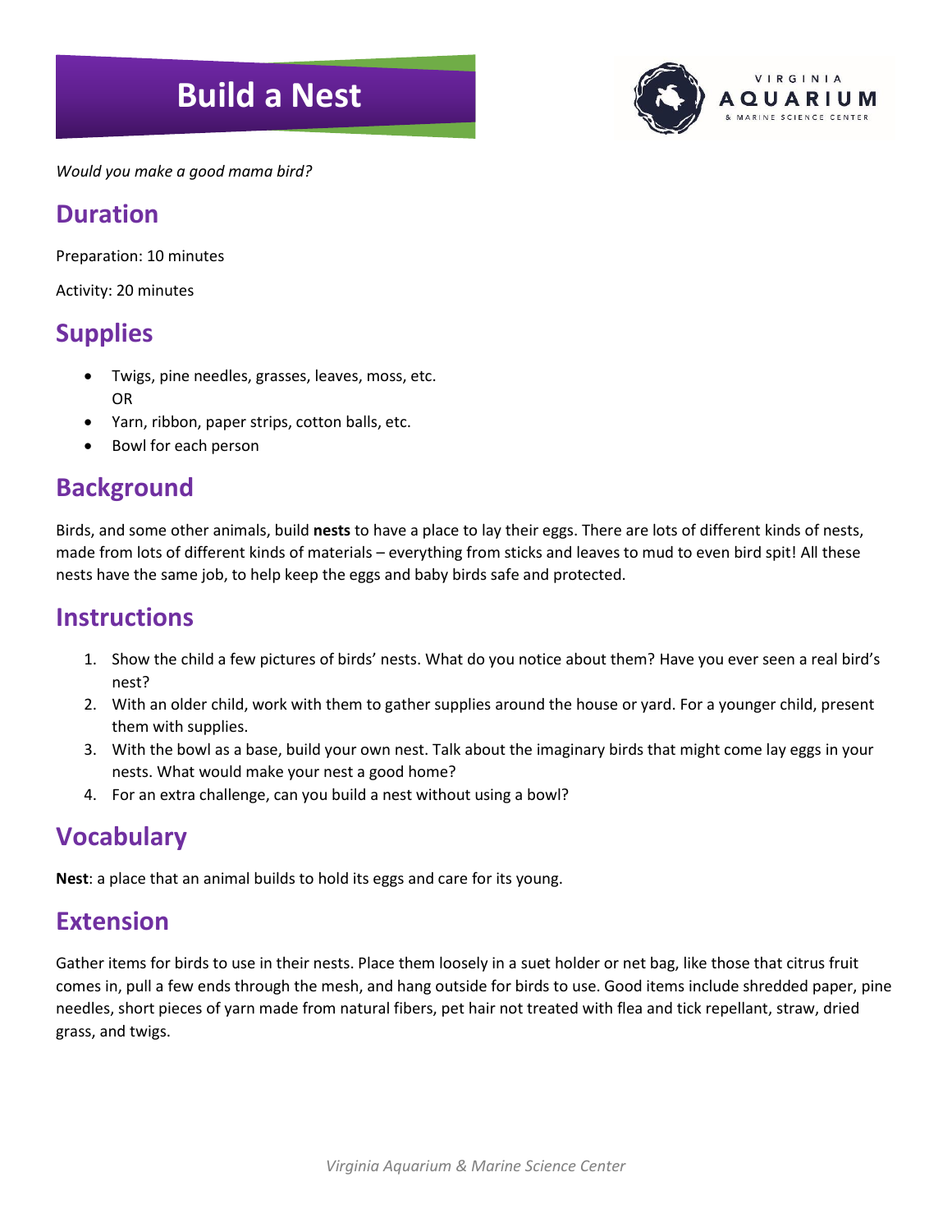# Build a Nest

VIRGINIA AQUARIUM & MARINE SCIENCE CENTER

*Would you make a good mama bird?*

## Duration

Preparation: 10 minutes

Activity: 20 minutes

## Supplies

- Twigs, pine needles, grasses, leaves, moss, etc.
  OR
- Yarn, ribbon, paper strips, cotton balls, etc.
- Bowl for each person

## Background

Birds, and some other animals, build **nests** to have a place to lay their eggs. There are lots of different kinds of nests, made from lots of different kinds of materials – everything from sticks and leaves to mud to even bird spit! All these nests have the same job, to help keep the eggs and baby birds safe and protected.

## Instructions

1. Show the child a few pictures of birds' nests. What do you notice about them? Have you ever seen a real bird's nest?
2. With an older child, work with them to gather supplies around the house or yard. For a younger child, present them with supplies.
3. With the bowl as a base, build your own nest. Talk about the imaginary birds that might come lay eggs in your nests. What would make your nest a good home?
4. For an extra challenge, can you build a nest without using a bowl?

## Vocabulary

**Nest**: a place that an animal builds to hold its eggs and care for its young.

## Extension

Gather items for birds to use in their nests. Place them loosely in a suet holder or net bag, like those that citrus fruit comes in, pull a few ends through the mesh, and hang outside for birds to use. Good items include shredded paper, pine needles, short pieces of yarn made from natural fibers, pet hair not treated with flea and tick repellant, straw, dried grass, and twigs.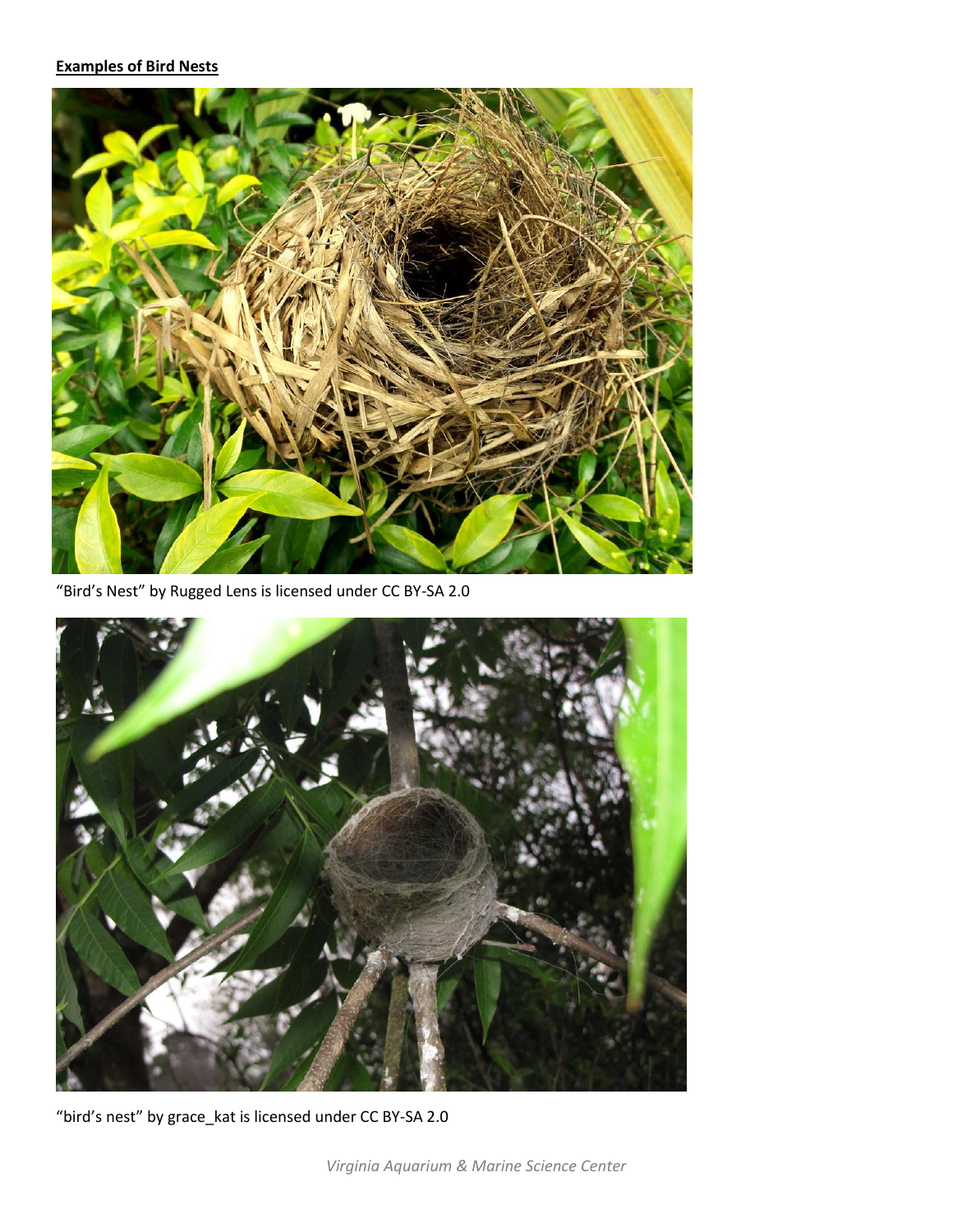**Examples of Bird Nests**

"Bird's Nest" by Rugged Lens is licensed under CC BY-SA 2.0

"bird's nest" by grace_kat is licensed under CC BY-SA 2.0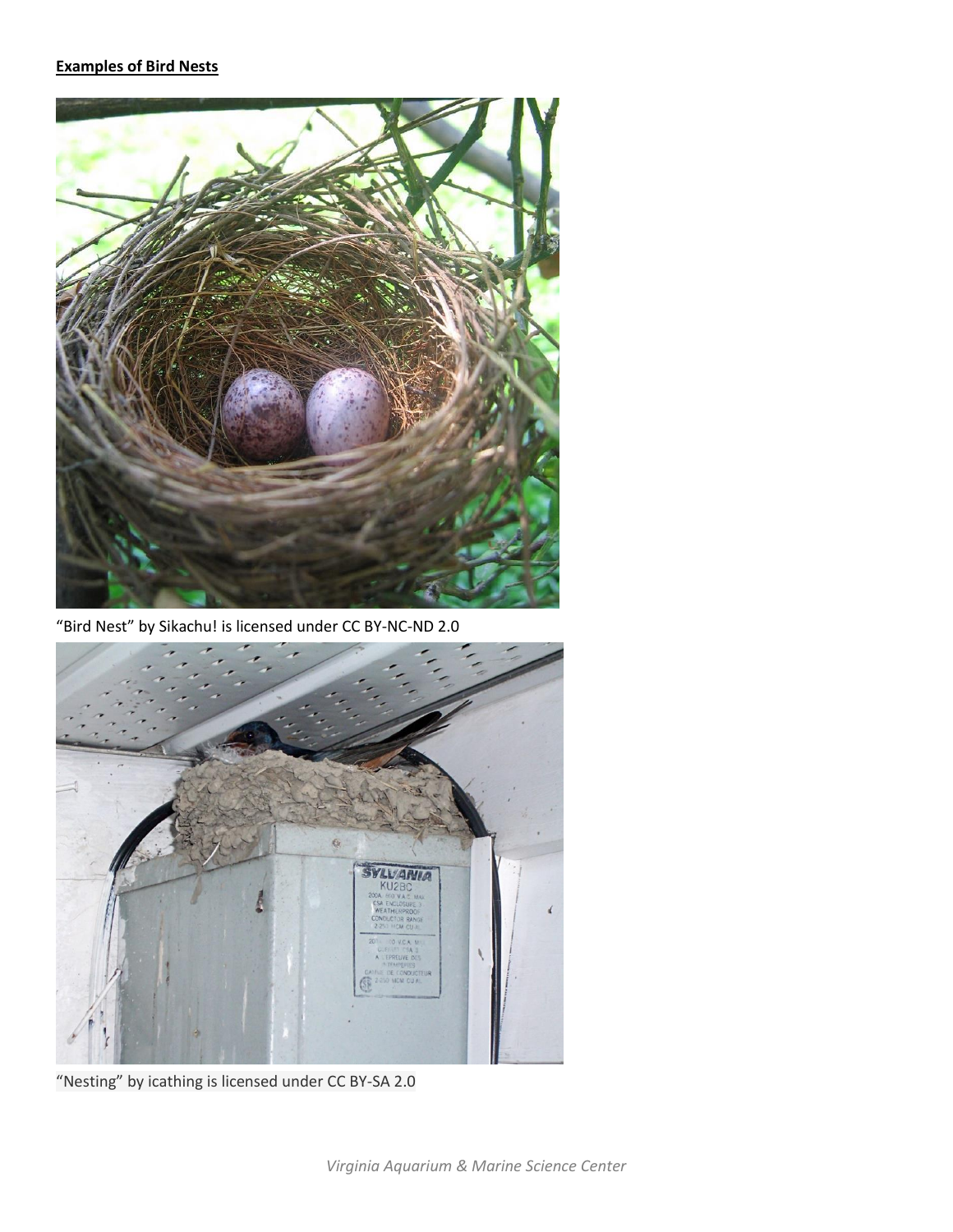**Examples of Bird Nests**

“Bird Nest” by Sikachu! is licensed under CC BY-NC-ND 2.0

“Nesting” by icathing is licensed under CC BY-SA 2.0